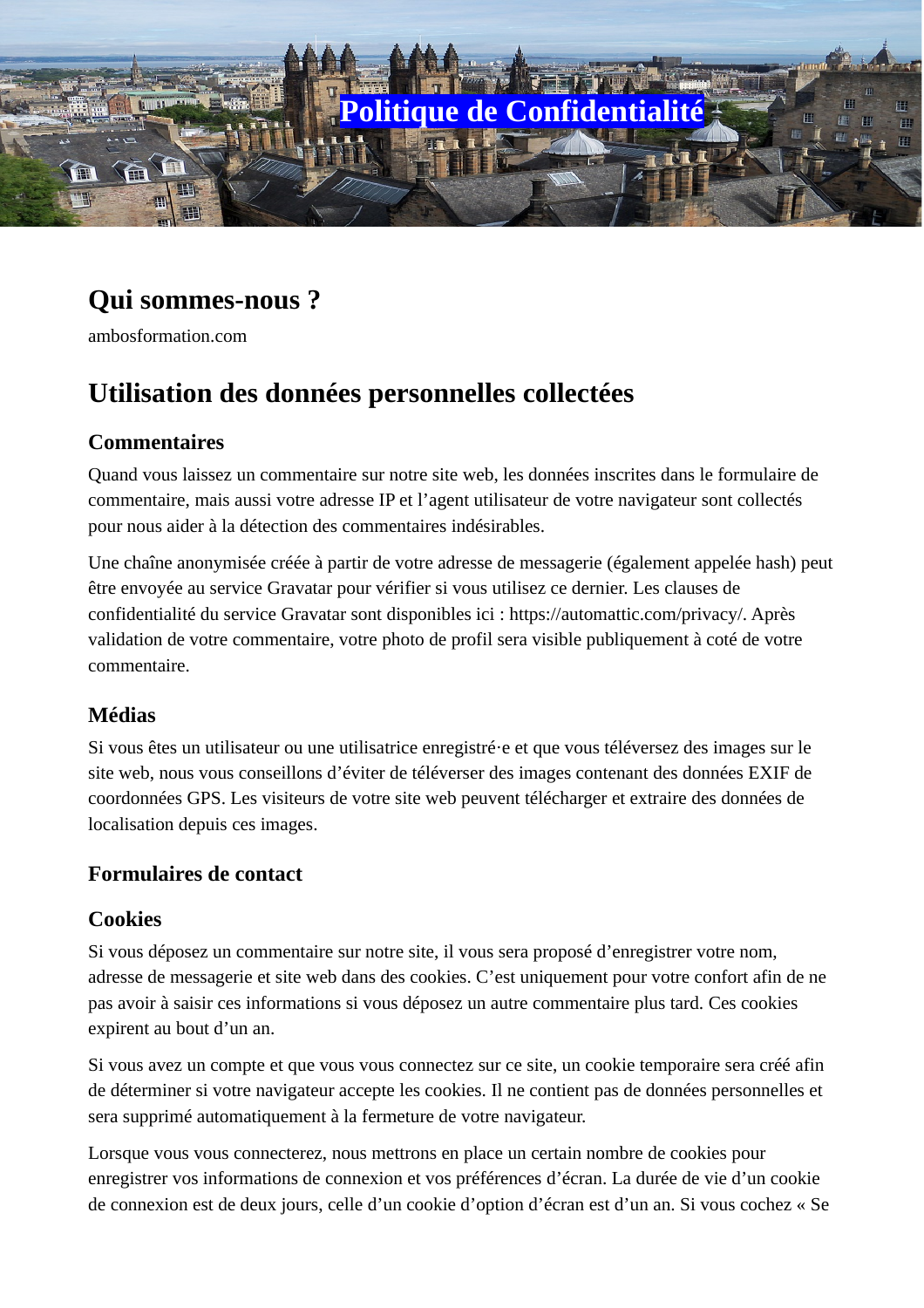# Politique de Confidentialité

## Qui sommes-nous ?

ambosformation.com

## Utilisation des données personnelles collectées

### Commentaires

Quand vous laissez un commentaire sur notre site web, les données inscrites dans le formulaire de commentaire, mais aussi votre adresse IP et l'agent utilisateur de votre navigateur sont collectés pour nous aider à la détection des commentaires indésirables.

Une chaîne anonymisée créée à partir de votre adresse de messagerie (également appelée hash) peut être envoyée au service Gravatar pour vérifier si vous utilisez ce dernier. Les clauses de confidentialité du service Gravatar sont disponibles ici : https://automattic.com/privacy/. Après validation de votre commentaire, votre photo de profil sera visible publiquement à coté de votre commentaire.

### Médias

Si vous êtes un utilisateur ou une utilisatrice enregistré·e et que vous téléversez des images sur le site web, nous vous conseillons d'éviter de téléverser des images contenant des données EXIF de coordonnées GPS. Les visiteurs de votre site web peuvent télécharger et extraire des données de localisation depuis ces images.

### Formulaires de contact

### Cookies

Si vous déposez un commentaire sur notre site, il vous sera proposé d'enregistrer votre nom, adresse de messagerie et site web dans des cookies. C'est uniquement pour votre confort afin de ne pas avoir à saisir ces informations si vous déposez un autre commentaire plus tard. Ces cookies expirent au bout d'un an.

Si vous avez un compte et que vous vous connectez sur ce site, un cookie temporaire sera créé afin de déterminer si votre navigateur accepte les cookies. Il ne contient pas de données personnelles et sera supprimé automatiquement à la fermeture de votre navigateur.

Lorsque vous vous connecterez, nous mettrons en place un certain nombre de cookies pour enregistrer vos informations de connexion et vos préférences d'écran. La durée de vie d'un cookie de connexion est de deux jours, celle d'un cookie d'option d'écran est d'un an. Si vous cochez « Se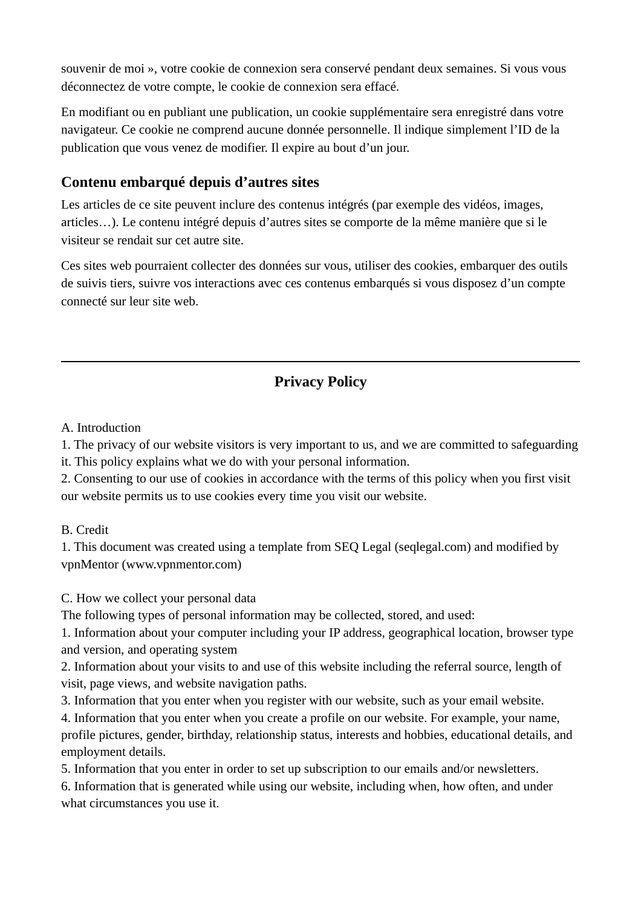souvenir de moi », votre cookie de connexion sera conservé pendant deux semaines. Si vous vous déconnectez de votre compte, le cookie de connexion sera effacé.

En modifiant ou en publiant une publication, un cookie supplémentaire sera enregistré dans votre navigateur. Ce cookie ne comprend aucune donnée personnelle. Il indique simplement l'ID de la publication que vous venez de modifier. Il expire au bout d'un jour.

### Contenu embarqué depuis d'autres sites

Les articles de ce site peuvent inclure des contenus intégrés (par exemple des vidéos, images, articles…). Le contenu intégré depuis d'autres sites se comporte de la même manière que si le visiteur se rendait sur cet autre site.

Ces sites web pourraient collecter des données sur vous, utiliser des cookies, embarquer des outils de suivis tiers, suivre vos interactions avec ces contenus embarqués si vous disposez d'un compte connecté sur leur site web.

---

## Privacy Policy

A. Introduction
1. The privacy of our website visitors is very important to us, and we are committed to safeguarding it. This policy explains what we do with your personal information.
2. Consenting to our use of cookies in accordance with the terms of this policy when you first visit our website permits us to use cookies every time you visit our website.

B. Credit
1. This document was created using a template from SEQ Legal (seqlegal.com) and modified by vpnMentor (www.vpnmentor.com)

C. How we collect your personal data
The following types of personal information may be collected, stored, and used:
1. Information about your computer including your IP address, geographical location, browser type and version, and operating system
2. Information about your visits to and use of this website including the referral source, length of visit, page views, and website navigation paths.
3. Information that you enter when you register with our website, such as your email website.
4. Information that you enter when you create a profile on our website. For example, your name, profile pictures, gender, birthday, relationship status, interests and hobbies, educational details, and employment details.
5. Information that you enter in order to set up subscription to our emails and/or newsletters.
6. Information that is generated while using our website, including when, how often, and under what circumstances you use it.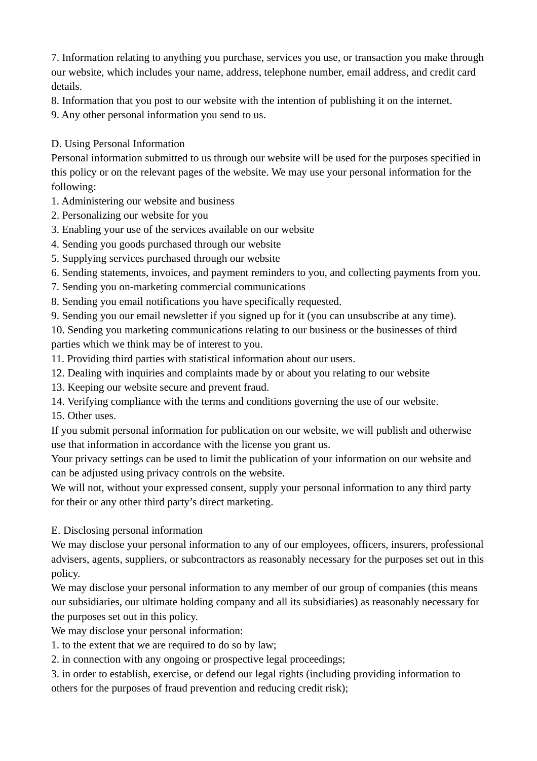7. Information relating to anything you purchase, services you use, or transaction you make through our website, which includes your name, address, telephone number, email address, and credit card details.
8. Information that you post to our website with the intention of publishing it on the internet.
9. Any other personal information you send to us.

## D. Using Personal Information

Personal information submitted to us through our website will be used for the purposes specified in this policy or on the relevant pages of the website. We may use your personal information for the following:

1. Administering our website and business
2. Personalizing our website for you
3. Enabling your use of the services available on our website
4. Sending you goods purchased through our website
5. Supplying services purchased through our website
6. Sending statements, invoices, and payment reminders to you, and collecting payments from you.
7. Sending you on-marketing commercial communications
8. Sending you email notifications you have specifically requested.
9. Sending you our email newsletter if you signed up for it (you can unsubscribe at any time).
10. Sending you marketing communications relating to our business or the businesses of third parties which we think may be of interest to you.
11. Providing third parties with statistical information about our users.
12. Dealing with inquiries and complaints made by or about you relating to our website
13. Keeping our website secure and prevent fraud.
14. Verifying compliance with the terms and conditions governing the use of our website.
15. Other uses.

If you submit personal information for publication on our website, we will publish and otherwise use that information in accordance with the license you grant us.

Your privacy settings can be used to limit the publication of your information on our website and can be adjusted using privacy controls on the website.

We will not, without your expressed consent, supply your personal information to any third party for their or any other third party's direct marketing.

## E. Disclosing personal information

We may disclose your personal information to any of our employees, officers, insurers, professional advisers, agents, suppliers, or subcontractors as reasonably necessary for the purposes set out in this policy.

We may disclose your personal information to any member of our group of companies (this means our subsidiaries, our ultimate holding company and all its subsidiaries) as reasonably necessary for the purposes set out in this policy.

We may disclose your personal information:

1. to the extent that we are required to do so by law;
2. in connection with any ongoing or prospective legal proceedings;
3. in order to establish, exercise, or defend our legal rights (including providing information to others for the purposes of fraud prevention and reducing credit risk);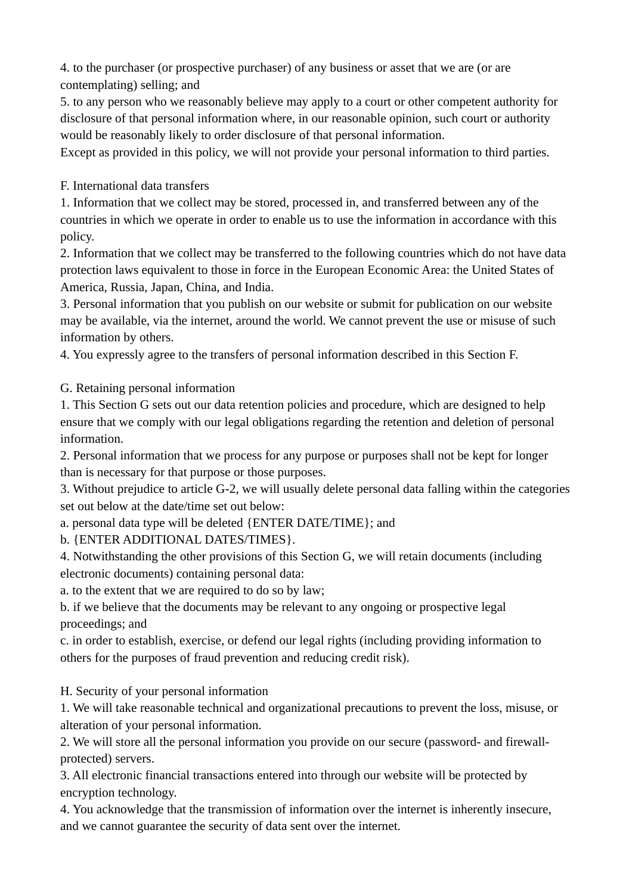4. to the purchaser (or prospective purchaser) of any business or asset that we are (or are contemplating) selling; and
5. to any person who we reasonably believe may apply to a court or other competent authority for disclosure of that personal information where, in our reasonable opinion, such court or authority would be reasonably likely to order disclosure of that personal information.
Except as provided in this policy, we will not provide your personal information to third parties.

## F. International data transfers

1. Information that we collect may be stored, processed in, and transferred between any of the countries in which we operate in order to enable us to use the information in accordance with this policy.
2. Information that we collect may be transferred to the following countries which do not have data protection laws equivalent to those in force in the European Economic Area: the United States of America, Russia, Japan, China, and India.
3. Personal information that you publish on our website or submit for publication on our website may be available, via the internet, around the world. We cannot prevent the use or misuse of such information by others.
4. You expressly agree to the transfers of personal information described in this Section F.

## G. Retaining personal information

1. This Section G sets out our data retention policies and procedure, which are designed to help ensure that we comply with our legal obligations regarding the retention and deletion of personal information.
2. Personal information that we process for any purpose or purposes shall not be kept for longer than is necessary for that purpose or those purposes.
3. Without prejudice to article G-2, we will usually delete personal data falling within the categories set out below at the date/time set out below:
a. personal data type will be deleted {ENTER DATE/TIME}; and
b. {ENTER ADDITIONAL DATES/TIMES}.
4. Notwithstanding the other provisions of this Section G, we will retain documents (including electronic documents) containing personal data:
a. to the extent that we are required to do so by law;
b. if we believe that the documents may be relevant to any ongoing or prospective legal proceedings; and
c. in order to establish, exercise, or defend our legal rights (including providing information to others for the purposes of fraud prevention and reducing credit risk).

## H. Security of your personal information

1. We will take reasonable technical and organizational precautions to prevent the loss, misuse, or alteration of your personal information.
2. We will store all the personal information you provide on our secure (password- and firewall-protected) servers.
3. All electronic financial transactions entered into through our website will be protected by encryption technology.
4. You acknowledge that the transmission of information over the internet is inherently insecure, and we cannot guarantee the security of data sent over the internet.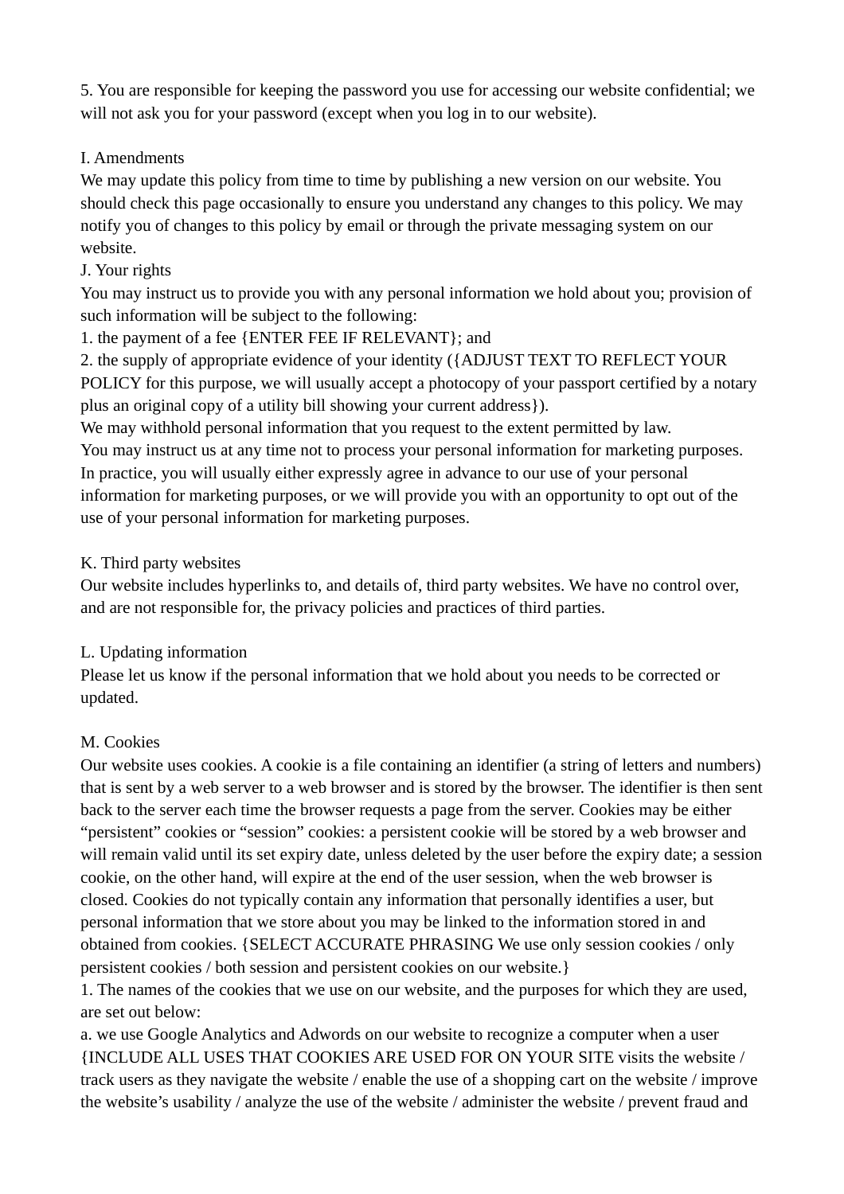5. You are responsible for keeping the password you use for accessing our website confidential; we will not ask you for your password (except when you log in to our website).

I. Amendments
We may update this policy from time to time by publishing a new version on our website. You should check this page occasionally to ensure you understand any changes to this policy. We may notify you of changes to this policy by email or through the private messaging system on our website.
J. Your rights
You may instruct us to provide you with any personal information we hold about you; provision of such information will be subject to the following:
1. the payment of a fee {ENTER FEE IF RELEVANT}; and
2. the supply of appropriate evidence of your identity ({ADJUST TEXT TO REFLECT YOUR POLICY for this purpose, we will usually accept a photocopy of your passport certified by a notary plus an original copy of a utility bill showing your current address}).
We may withhold personal information that you request to the extent permitted by law.
You may instruct us at any time not to process your personal information for marketing purposes.
In practice, you will usually either expressly agree in advance to our use of your personal information for marketing purposes, or we will provide you with an opportunity to opt out of the use of your personal information for marketing purposes.

K. Third party websites
Our website includes hyperlinks to, and details of, third party websites. We have no control over, and are not responsible for, the privacy policies and practices of third parties.

L. Updating information
Please let us know if the personal information that we hold about you needs to be corrected or updated.

M. Cookies
Our website uses cookies. A cookie is a file containing an identifier (a string of letters and numbers) that is sent by a web server to a web browser and is stored by the browser. The identifier is then sent back to the server each time the browser requests a page from the server. Cookies may be either "persistent" cookies or "session" cookies: a persistent cookie will be stored by a web browser and will remain valid until its set expiry date, unless deleted by the user before the expiry date; a session cookie, on the other hand, will expire at the end of the user session, when the web browser is closed. Cookies do not typically contain any information that personally identifies a user, but personal information that we store about you may be linked to the information stored in and obtained from cookies. {SELECT ACCURATE PHRASING We use only session cookies / only persistent cookies / both session and persistent cookies on our website.}
1. The names of the cookies that we use on our website, and the purposes for which they are used, are set out below:
a. we use Google Analytics and Adwords on our website to recognize a computer when a user {INCLUDE ALL USES THAT COOKIES ARE USED FOR ON YOUR SITE visits the website / track users as they navigate the website / enable the use of a shopping cart on the website / improve the website's usability / analyze the use of the website / administer the website / prevent fraud and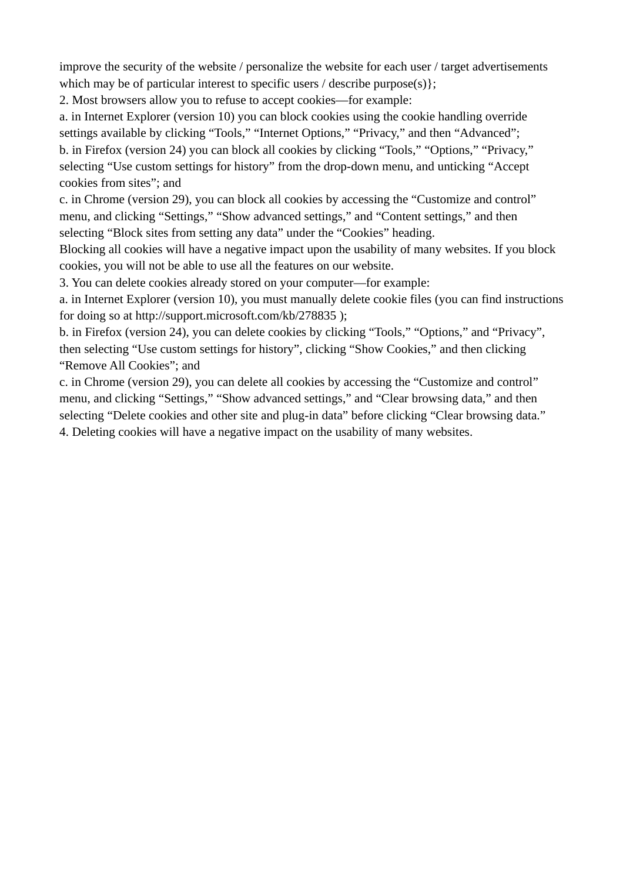improve the security of the website / personalize the website for each user / target advertisements which may be of particular interest to specific users / describe purpose(s)};

2. Most browsers allow you to refuse to accept cookies—for example:

a. in Internet Explorer (version 10) you can block cookies using the cookie handling override settings available by clicking “Tools,” “Internet Options,” “Privacy,” and then “Advanced”;

b. in Firefox (version 24) you can block all cookies by clicking “Tools,” “Options,” “Privacy,” selecting “Use custom settings for history” from the drop-down menu, and unticking “Accept cookies from sites”; and

c. in Chrome (version 29), you can block all cookies by accessing the “Customize and control” menu, and clicking “Settings,” “Show advanced settings,” and “Content settings,” and then selecting “Block sites from setting any data” under the “Cookies” heading.

Blocking all cookies will have a negative impact upon the usability of many websites. If you block cookies, you will not be able to use all the features on our website.

3. You can delete cookies already stored on your computer—for example:

a. in Internet Explorer (version 10), you must manually delete cookie files (you can find instructions for doing so at http://support.microsoft.com/kb/278835 );

b. in Firefox (version 24), you can delete cookies by clicking “Tools,” “Options,” and “Privacy”, then selecting “Use custom settings for history”, clicking “Show Cookies,” and then clicking “Remove All Cookies”; and

c. in Chrome (version 29), you can delete all cookies by accessing the “Customize and control” menu, and clicking “Settings,” “Show advanced settings,” and “Clear browsing data,” and then selecting “Delete cookies and other site and plug-in data” before clicking “Clear browsing data.”

4. Deleting cookies will have a negative impact on the usability of many websites.